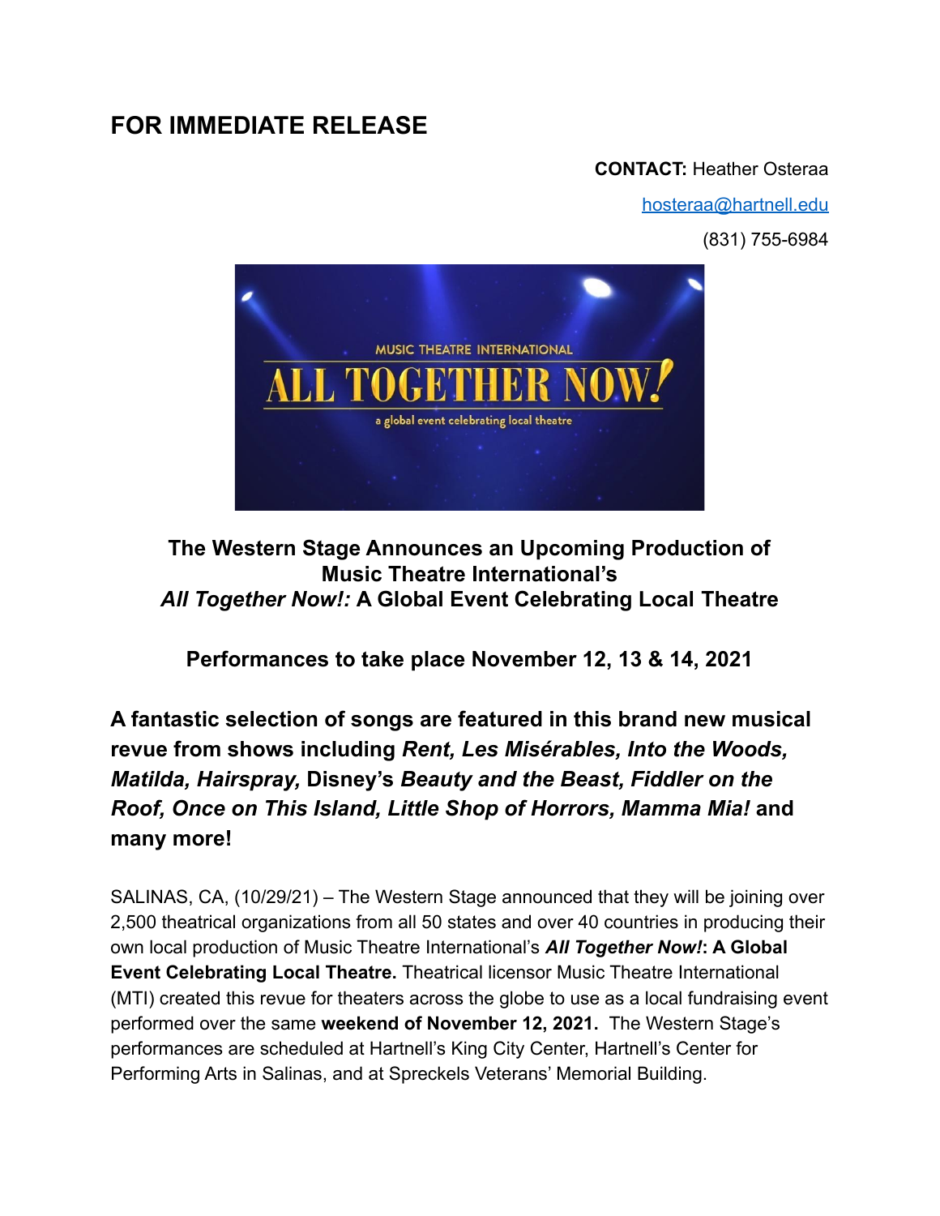# FOR IMMEDIATE RELEASE

**CONTACT:** Heather Osteraa

hosteraa@hartnell.edu

(831) 755-6984

**The Western Stage Announces an Upcoming Production of Music Theatre International's *All Together Now!:* A Global Event Celebrating Local Theatre**

**Performances to take place November 12, 13 & 14, 2021**

### A fantastic selection of songs are featured in this brand new musical revue from shows including *Rent, Les Misérables, Into the Woods, Matilda, Hairspray,* Disney's *Beauty and the Beast, Fiddler on the Roof, Once on This Island, Little Shop of Horrors, Mamma Mia!* and many more!

SALINAS, CA, (10/29/21) – The Western Stage announced that they will be joining over 2,500 theatrical organizations from all 50 states and over 40 countries in producing their own local production of Music Theatre International's ***All Together Now!*: A Global Event Celebrating Local Theatre.** Theatrical licensor Music Theatre International (MTI) created this revue for theaters across the globe to use as a local fundraising event performed over the same **weekend of November 12, 2021.** The Western Stage's performances are scheduled at Hartnell's King City Center, Hartnell's Center for Performing Arts in Salinas, and at Spreckels Veterans' Memorial Building.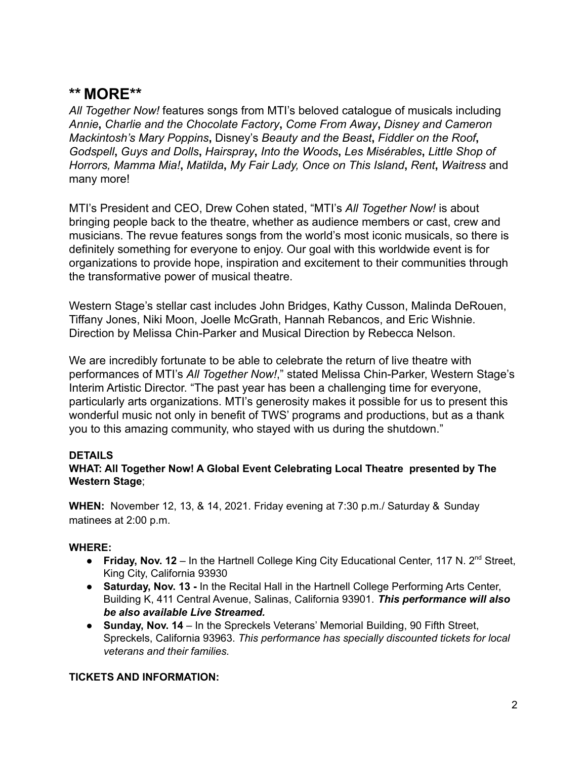## ** MORE**

*All Together Now!* features songs from MTI's beloved catalogue of musicals including *Annie*, *Charlie and the Chocolate Factory*, *Come From Away*, *Disney and Cameron Mackintosh's Mary Poppins*, Disney's *Beauty and the Beast*, *Fiddler on the Roof*, *Godspell*, *Guys and Dolls*, *Hairspray*, *Into the Woods*, *Les Misérables*, *Little Shop of Horrors, Mamma Mia!*, *Matilda*, *My Fair Lady, Once on This Island*, *Rent*, *Waitress* and many more!

MTI's President and CEO, Drew Cohen stated, "MTI's *All Together Now!* is about bringing people back to the theatre, whether as audience members or cast, crew and musicians. The revue features songs from the world's most iconic musicals, so there is definitely something for everyone to enjoy. Our goal with this worldwide event is for organizations to provide hope, inspiration and excitement to their communities through the transformative power of musical theatre.

Western Stage's stellar cast includes John Bridges, Kathy Cusson, Malinda DeRouen, Tiffany Jones, Niki Moon, Joelle McGrath, Hannah Rebancos, and Eric Wishnie. Direction by Melissa Chin-Parker and Musical Direction by Rebecca Nelson.

We are incredibly fortunate to be able to celebrate the return of live theatre with performances of MTI's *All Together Now!*," stated Melissa Chin-Parker, Western Stage's Interim Artistic Director. "The past year has been a challenging time for everyone, particularly arts organizations. MTI's generosity makes it possible for us to present this wonderful music not only in benefit of TWS' programs and productions, but as a thank you to this amazing community, who stayed with us during the shutdown."

**DETAILS**

**WHAT: All Together Now! A Global Event Celebrating Local Theatre presented by The Western Stage**;

**WHEN:** November 12, 13, & 14, 2021. Friday evening at 7:30 p.m./ Saturday & Sunday matinees at 2:00 p.m.

**WHERE:**

- **Friday, Nov. 12** – In the Hartnell College King City Educational Center, 117 N. 2nd Street, King City, California 93930
- **Saturday, Nov. 13 -** In the Recital Hall in the Hartnell College Performing Arts Center, Building K, 411 Central Avenue, Salinas, California 93901. ***This performance will also be also available Live Streamed.***
- **Sunday, Nov. 14** – In the Spreckels Veterans' Memorial Building, 90 Fifth Street, Spreckels, California 93963. *This performance has specially discounted tickets for local veterans and their families.*

**TICKETS AND INFORMATION:**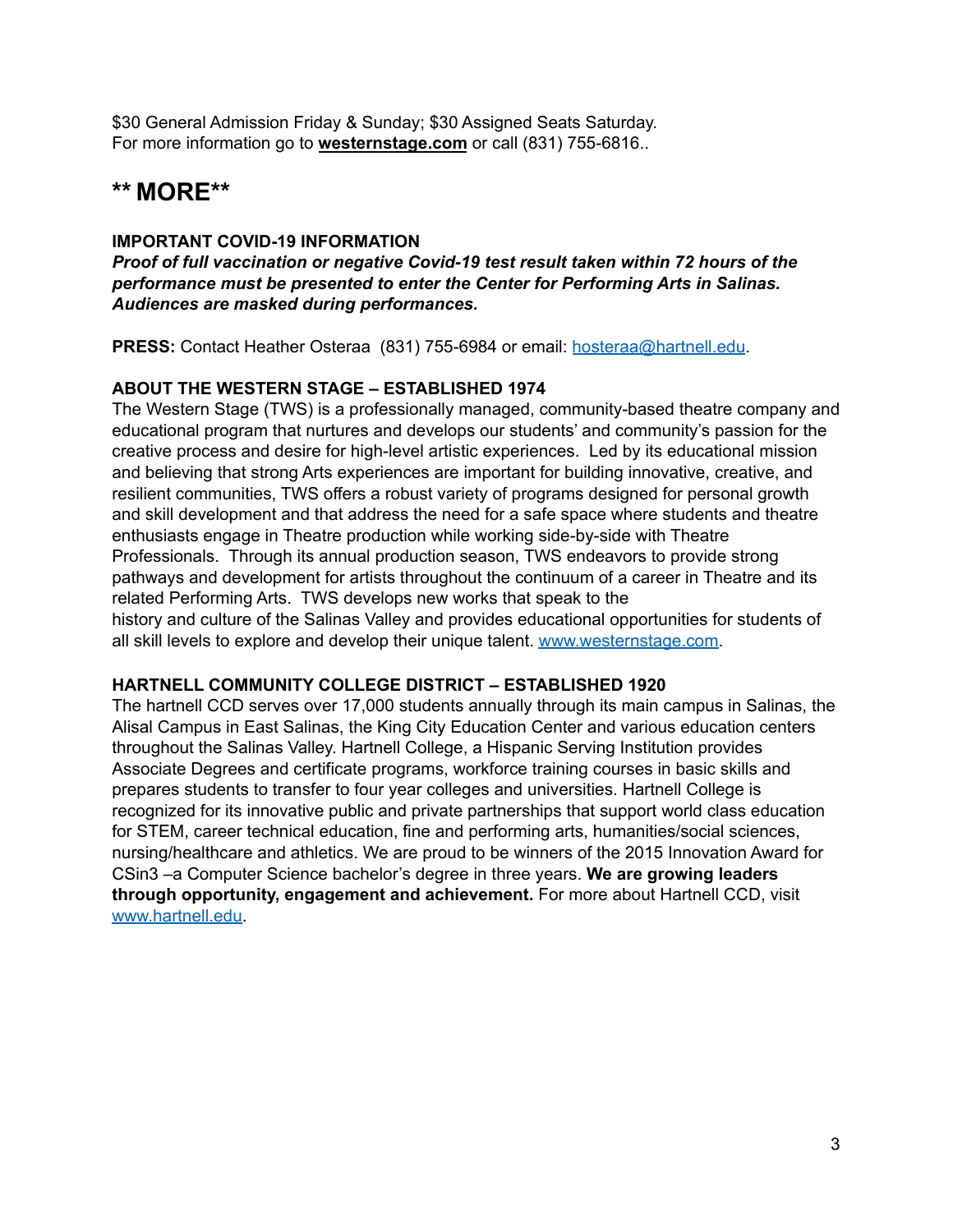$30 General Admission Friday & Sunday; $30 Assigned Seats Saturday.
For more information go to **westernstage.com** or call (831) 755-6816..

## ** MORE**

**IMPORTANT COVID-19 INFORMATION**
***Proof of full vaccination or negative Covid-19 test result taken within 72 hours of the performance must be presented to enter the Center for Performing Arts in Salinas. Audiences are masked during performances.***

**PRESS:** Contact Heather Osteraa (831) 755-6984 or email: hosteraa@hartnell.edu.

**ABOUT THE WESTERN STAGE – ESTABLISHED 1974**
The Western Stage (TWS) is a professionally managed, community-based theatre company and educational program that nurtures and develops our students' and community's passion for the creative process and desire for high-level artistic experiences. Led by its educational mission and believing that strong Arts experiences are important for building innovative, creative, and resilient communities, TWS offers a robust variety of programs designed for personal growth and skill development and that address the need for a safe space where students and theatre enthusiasts engage in Theatre production while working side-by-side with Theatre Professionals. Through its annual production season, TWS endeavors to provide strong pathways and development for artists throughout the continuum of a career in Theatre and its related Performing Arts. TWS develops new works that speak to the history and culture of the Salinas Valley and provides educational opportunities for students of all skill levels to explore and develop their unique talent. www.westernstage.com.

**HARTNELL COMMUNITY COLLEGE DISTRICT – ESTABLISHED 1920**
The hartnell CCD serves over 17,000 students annually through its main campus in Salinas, the Alisal Campus in East Salinas, the King City Education Center and various education centers throughout the Salinas Valley. Hartnell College, a Hispanic Serving Institution provides Associate Degrees and certificate programs, workforce training courses in basic skills and prepares students to transfer to four year colleges and universities. Hartnell College is recognized for its innovative public and private partnerships that support world class education for STEM, career technical education, fine and performing arts, humanities/social sciences, nursing/healthcare and athletics. We are proud to be winners of the 2015 Innovation Award for CSin3 –a Computer Science bachelor's degree in three years. **We are growing leaders through opportunity, engagement and achievement.** For more about Hartnell CCD, visit www.hartnell.edu.